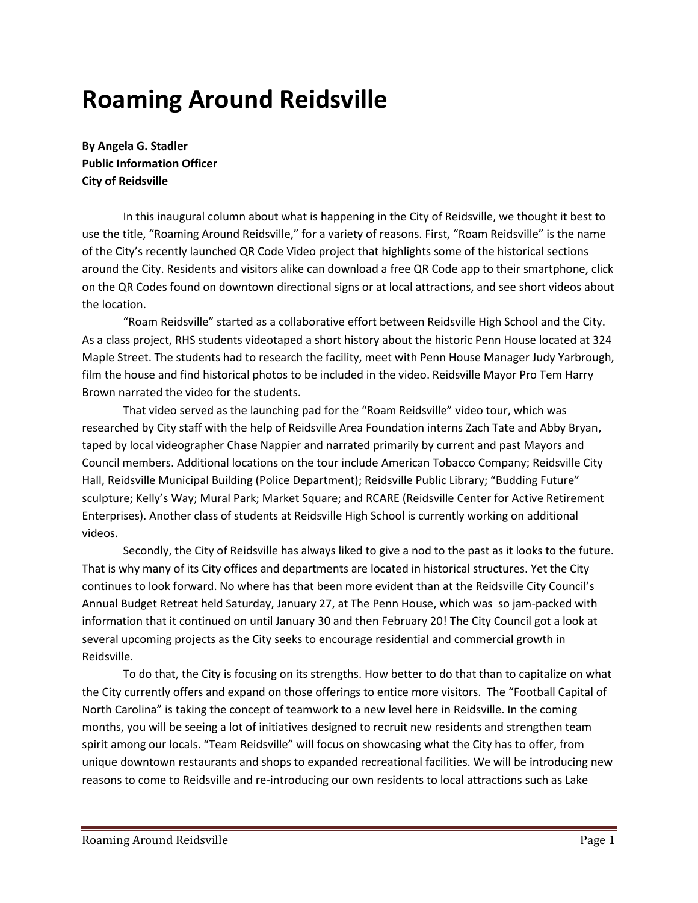# Roaming Around Reidsville

**By Angela G. Stadler**
**Public Information Officer**
**City of Reidsville**

In this inaugural column about what is happening in the City of Reidsville, we thought it best to use the title, "Roaming Around Reidsville," for a variety of reasons. First, "Roam Reidsville" is the name of the City's recently launched QR Code Video project that highlights some of the historical sections around the City. Residents and visitors alike can download a free QR Code app to their smartphone, click on the QR Codes found on downtown directional signs or at local attractions, and see short videos about the location.

"Roam Reidsville" started as a collaborative effort between Reidsville High School and the City. As a class project, RHS students videotaped a short history about the historic Penn House located at 324 Maple Street. The students had to research the facility, meet with Penn House Manager Judy Yarbrough, film the house and find historical photos to be included in the video. Reidsville Mayor Pro Tem Harry Brown narrated the video for the students.

That video served as the launching pad for the "Roam Reidsville" video tour, which was researched by City staff with the help of Reidsville Area Foundation interns Zach Tate and Abby Bryan, taped by local videographer Chase Nappier and narrated primarily by current and past Mayors and Council members. Additional locations on the tour include American Tobacco Company; Reidsville City Hall, Reidsville Municipal Building (Police Department); Reidsville Public Library; "Budding Future" sculpture; Kelly's Way; Mural Park; Market Square; and RCARE (Reidsville Center for Active Retirement Enterprises). Another class of students at Reidsville High School is currently working on additional videos.

Secondly, the City of Reidsville has always liked to give a nod to the past as it looks to the future. That is why many of its City offices and departments are located in historical structures. Yet the City continues to look forward. No where has that been more evident than at the Reidsville City Council's Annual Budget Retreat held Saturday, January 27, at The Penn House, which was so jam-packed with information that it continued on until January 30 and then February 20! The City Council got a look at several upcoming projects as the City seeks to encourage residential and commercial growth in Reidsville.

To do that, the City is focusing on its strengths. How better to do that than to capitalize on what the City currently offers and expand on those offerings to entice more visitors. The "Football Capital of North Carolina" is taking the concept of teamwork to a new level here in Reidsville. In the coming months, you will be seeing a lot of initiatives designed to recruit new residents and strengthen team spirit among our locals. "Team Reidsville" will focus on showcasing what the City has to offer, from unique downtown restaurants and shops to expanded recreational facilities. We will be introducing new reasons to come to Reidsville and re-introducing our own residents to local attractions such as Lake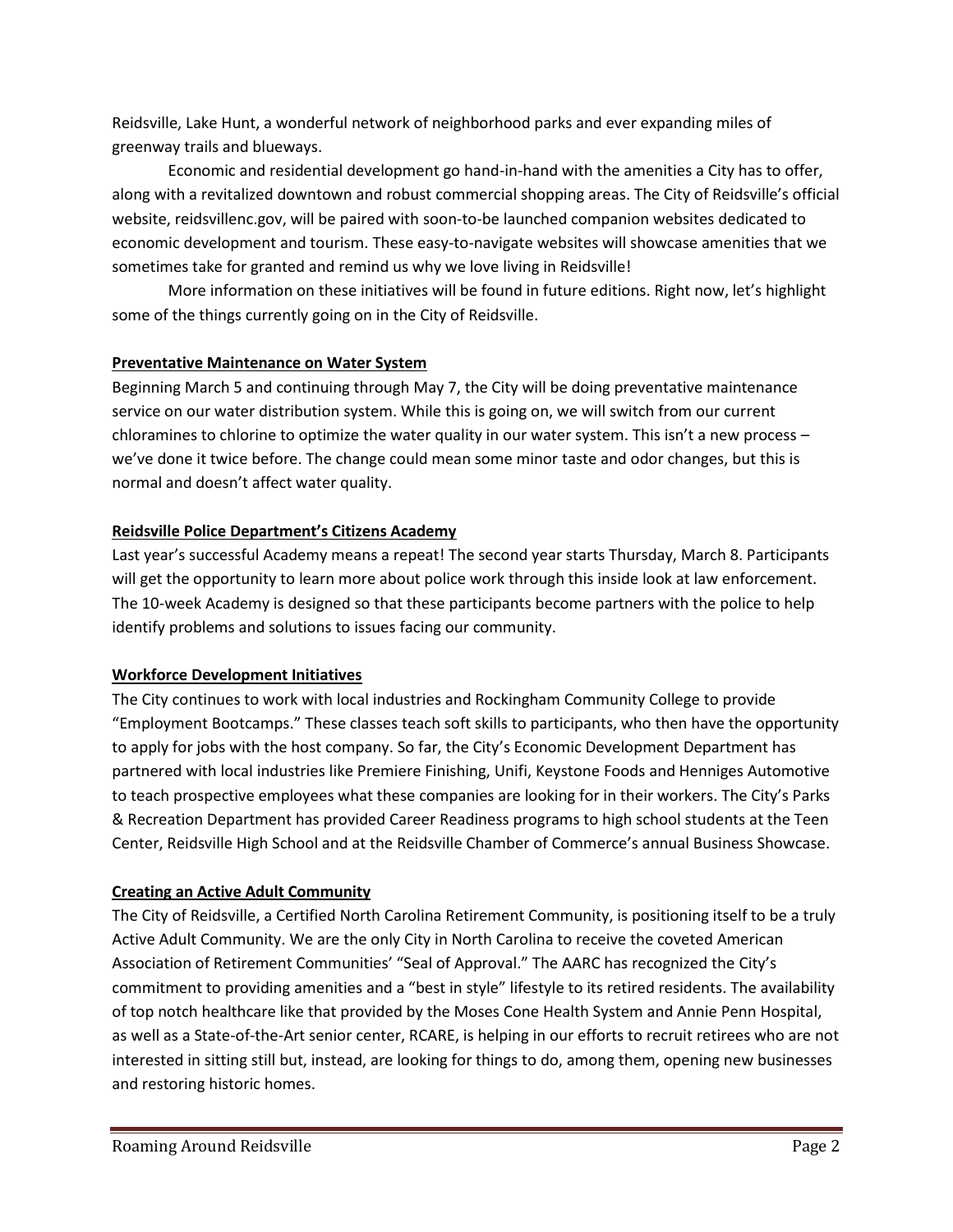Reidsville, Lake Hunt, a wonderful network of neighborhood parks and ever expanding miles of greenway trails and blueways.

Economic and residential development go hand-in-hand with the amenities a City has to offer, along with a revitalized downtown and robust commercial shopping areas. The City of Reidsville's official website, reidsvillenc.gov, will be paired with soon-to-be launched companion websites dedicated to economic development and tourism. These easy-to-navigate websites will showcase amenities that we sometimes take for granted and remind us why we love living in Reidsville!

More information on these initiatives will be found in future editions. Right now, let's highlight some of the things currently going on in the City of Reidsville.

**Preventative Maintenance on Water System**

Beginning March 5 and continuing through May 7, the City will be doing preventative maintenance service on our water distribution system. While this is going on, we will switch from our current chloramines to chlorine to optimize the water quality in our water system. This isn't a new process – we've done it twice before. The change could mean some minor taste and odor changes, but this is normal and doesn't affect water quality.

**Reidsville Police Department's Citizens Academy**

Last year's successful Academy means a repeat! The second year starts Thursday, March 8. Participants will get the opportunity to learn more about police work through this inside look at law enforcement. The 10-week Academy is designed so that these participants become partners with the police to help identify problems and solutions to issues facing our community.

**Workforce Development Initiatives**

The City continues to work with local industries and Rockingham Community College to provide "Employment Bootcamps." These classes teach soft skills to participants, who then have the opportunity to apply for jobs with the host company. So far, the City's Economic Development Department has partnered with local industries like Premiere Finishing, Unifi, Keystone Foods and Henniges Automotive to teach prospective employees what these companies are looking for in their workers. The City's Parks & Recreation Department has provided Career Readiness programs to high school students at the Teen Center, Reidsville High School and at the Reidsville Chamber of Commerce's annual Business Showcase.

**Creating an Active Adult Community**

The City of Reidsville, a Certified North Carolina Retirement Community, is positioning itself to be a truly Active Adult Community. We are the only City in North Carolina to receive the coveted American Association of Retirement Communities' "Seal of Approval." The AARC has recognized the City's commitment to providing amenities and a "best in style" lifestyle to its retired residents. The availability of top notch healthcare like that provided by the Moses Cone Health System and Annie Penn Hospital, as well as a State-of-the-Art senior center, RCARE, is helping in our efforts to recruit retirees who are not interested in sitting still but, instead, are looking for things to do, among them, opening new businesses and restoring historic homes.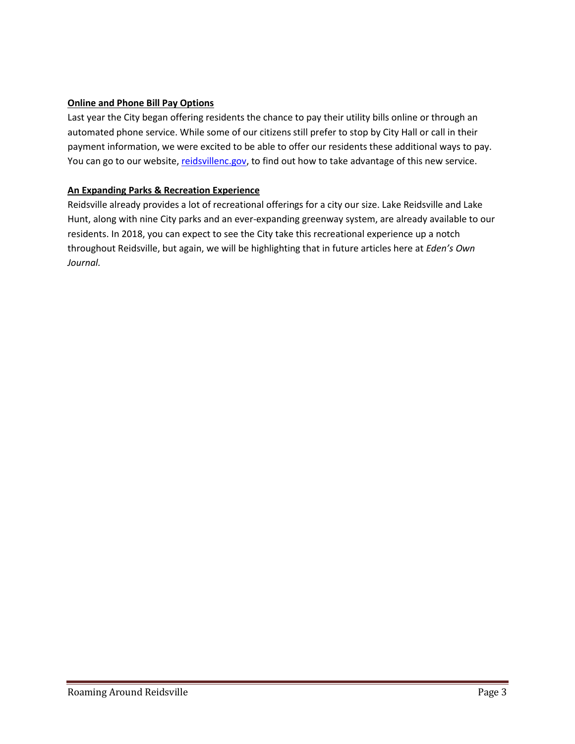**Online and Phone Bill Pay Options**

Last year the City began offering residents the chance to pay their utility bills online or through an automated phone service. While some of our citizens still prefer to stop by City Hall or call in their payment information, we were excited to be able to offer our residents these additional ways to pay. You can go to our website, [reidsvillenc.gov](reidsvillenc.gov), to find out how to take advantage of this new service.

**An Expanding Parks & Recreation Experience**

Reidsville already provides a lot of recreational offerings for a city our size. Lake Reidsville and Lake Hunt, along with nine City parks and an ever-expanding greenway system, are already available to our residents. In 2018, you can expect to see the City take this recreational experience up a notch throughout Reidsville, but again, we will be highlighting that in future articles here at *Eden's Own Journal.*